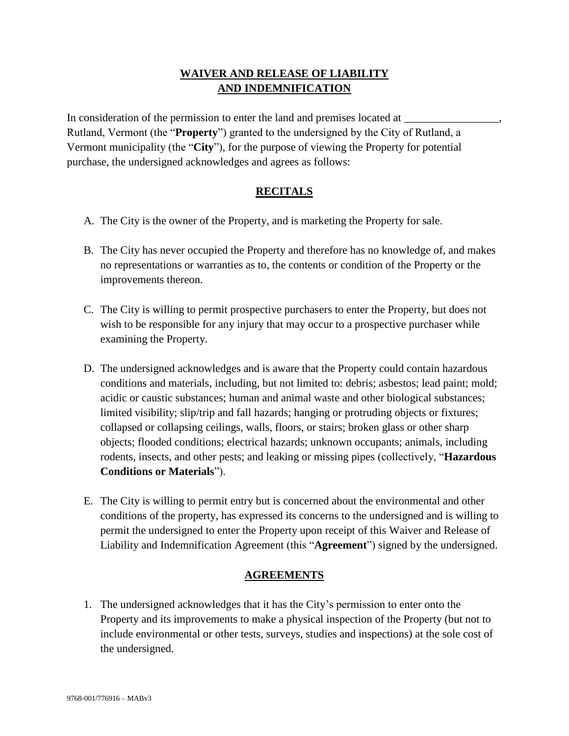# WAIVER AND RELEASE OF LIABILITY AND INDEMNIFICATION

In consideration of the permission to enter the land and premises located at _________________, Rutland, Vermont (the "**Property**") granted to the undersigned by the City of Rutland, a Vermont municipality (the "**City**"), for the purpose of viewing the Property for potential purchase, the undersigned acknowledges and agrees as follows:

## RECITALS

A. The City is the owner of the Property, and is marketing the Property for sale.

B. The City has never occupied the Property and therefore has no knowledge of, and makes no representations or warranties as to, the contents or condition of the Property or the improvements thereon.

C. The City is willing to permit prospective purchasers to enter the Property, but does not wish to be responsible for any injury that may occur to a prospective purchaser while examining the Property.

D. The undersigned acknowledges and is aware that the Property could contain hazardous conditions and materials, including, but not limited to: debris; asbestos; lead paint; mold; acidic or caustic substances; human and animal waste and other biological substances; limited visibility; slip/trip and fall hazards; hanging or protruding objects or fixtures; collapsed or collapsing ceilings, walls, floors, or stairs; broken glass or other sharp objects; flooded conditions; electrical hazards; unknown occupants; animals, including rodents, insects, and other pests; and leaking or missing pipes (collectively, "**Hazardous Conditions or Materials**").

E. The City is willing to permit entry but is concerned about the environmental and other conditions of the property, has expressed its concerns to the undersigned and is willing to permit the undersigned to enter the Property upon receipt of this Waiver and Release of Liability and Indemnification Agreement (this "**Agreement**") signed by the undersigned.

## AGREEMENTS

1. The undersigned acknowledges that it has the City's permission to enter onto the Property and its improvements to make a physical inspection of the Property (but not to include environmental or other tests, surveys, studies and inspections) at the sole cost of the undersigned.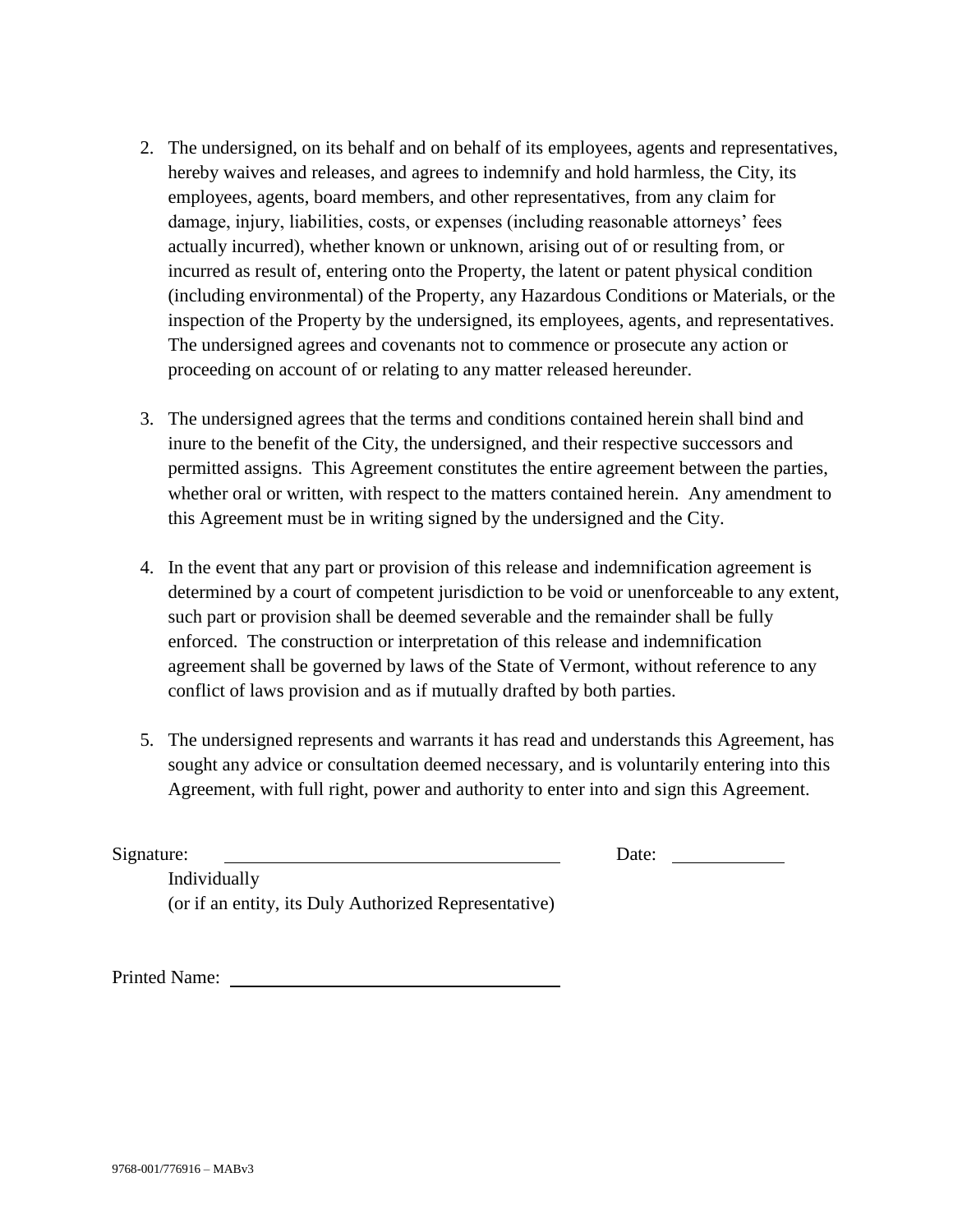2. The undersigned, on its behalf and on behalf of its employees, agents and representatives, hereby waives and releases, and agrees to indemnify and hold harmless, the City, its employees, agents, board members, and other representatives, from any claim for damage, injury, liabilities, costs, or expenses (including reasonable attorneys' fees actually incurred), whether known or unknown, arising out of or resulting from, or incurred as result of, entering onto the Property, the latent or patent physical condition (including environmental) of the Property, any Hazardous Conditions or Materials, or the inspection of the Property by the undersigned, its employees, agents, and representatives. The undersigned agrees and covenants not to commence or prosecute any action or proceeding on account of or relating to any matter released hereunder.

3. The undersigned agrees that the terms and conditions contained herein shall bind and inure to the benefit of the City, the undersigned, and their respective successors and permitted assigns. This Agreement constitutes the entire agreement between the parties, whether oral or written, with respect to the matters contained herein. Any amendment to this Agreement must be in writing signed by the undersigned and the City.

4. In the event that any part or provision of this release and indemnification agreement is determined by a court of competent jurisdiction to be void or unenforceable to any extent, such part or provision shall be deemed severable and the remainder shall be fully enforced. The construction or interpretation of this release and indemnification agreement shall be governed by laws of the State of Vermont, without reference to any conflict of laws provision and as if mutually drafted by both parties.

5. The undersigned represents and warrants it has read and understands this Agreement, has sought any advice or consultation deemed necessary, and is voluntarily entering into this Agreement, with full right, power and authority to enter into and sign this Agreement.

Signature: ______________________________ Date: ____________

Individually
(or if an entity, its Duly Authorized Representative)

Printed Name: ______________________________

9768-001/776916 – MABv3